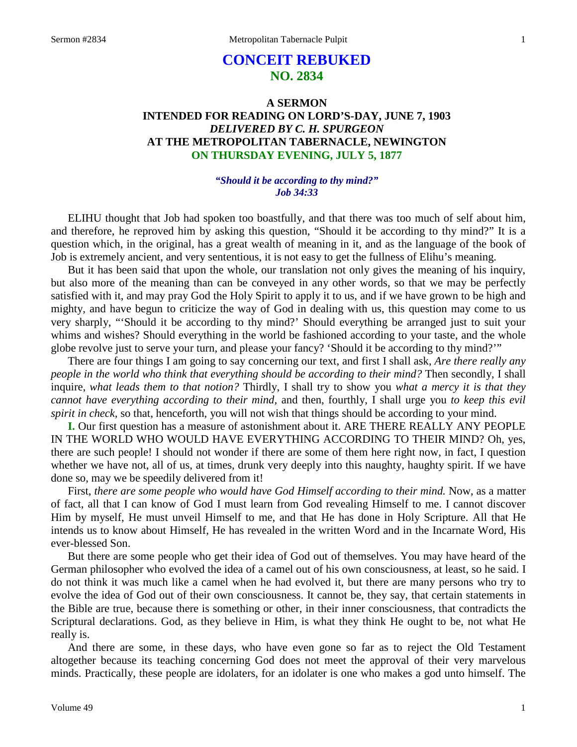# CONCEIT REBUKED
## NO. 2834

### A SERMON
### INTENDED FOR READING ON LORD'S-DAY, JUNE 7, 1903
### *DELIVERED BY C. H. SPURGEON*
### AT THE METROPOLITAN TABERNACLE, NEWINGTON
### ON THURSDAY EVENING, JULY 5, 1877

*"Should it be according to thy mind?"*
*Job 34:33*

ELIHU thought that Job had spoken too boastfully, and that there was too much of self about him, and therefore, he reproved him by asking this question, "Should it be according to thy mind?" It is a question which, in the original, has a great wealth of meaning in it, and as the language of the book of Job is extremely ancient, and very sententious, it is not easy to get the fullness of Elihu's meaning.

But it has been said that upon the whole, our translation not only gives the meaning of his inquiry, but also more of the meaning than can be conveyed in any other words, so that we may be perfectly satisfied with it, and may pray God the Holy Spirit to apply it to us, and if we have grown to be high and mighty, and have begun to criticize the way of God in dealing with us, this question may come to us very sharply, "'Should it be according to thy mind?' Should everything be arranged just to suit your whims and wishes? Should everything in the world be fashioned according to your taste, and the whole globe revolve just to serve your turn, and please your fancy? 'Should it be according to thy mind?'"

There are four things I am going to say concerning our text, and first I shall ask, *Are there really any people in the world who think that everything should be according to their mind?* Then secondly, I shall inquire, *what leads them to that notion?* Thirdly, I shall try to show you *what a mercy it is that they cannot have everything according to their mind,* and then, fourthly, I shall urge you *to keep this evil spirit in check,* so that, henceforth, you will not wish that things should be according to your mind.

**I.** Our first question has a measure of astonishment about it. ARE THERE REALLY ANY PEOPLE IN THE WORLD WHO WOULD HAVE EVERYTHING ACCORDING TO THEIR MIND? Oh, yes, there are such people! I should not wonder if there are some of them here right now, in fact, I question whether we have not, all of us, at times, drunk very deeply into this naughty, haughty spirit. If we have done so, may we be speedily delivered from it!

First, *there are some people who would have God Himself according to their mind.* Now, as a matter of fact, all that I can know of God I must learn from God revealing Himself to me. I cannot discover Him by myself, He must unveil Himself to me, and that He has done in Holy Scripture. All that He intends us to know about Himself, He has revealed in the written Word and in the Incarnate Word, His ever-blessed Son.

But there are some people who get their idea of God out of themselves. You may have heard of the German philosopher who evolved the idea of a camel out of his own consciousness, at least, so he said. I do not think it was much like a camel when he had evolved it, but there are many persons who try to evolve the idea of God out of their own consciousness. It cannot be, they say, that certain statements in the Bible are true, because there is something or other, in their inner consciousness, that contradicts the Scriptural declarations. God, as they believe in Him, is what they think He ought to be, not what He really is.

And there are some, in these days, who have even gone so far as to reject the Old Testament altogether because its teaching concerning God does not meet the approval of their very marvelous minds. Practically, these people are idolaters, for an idolater is one who makes a god unto himself. The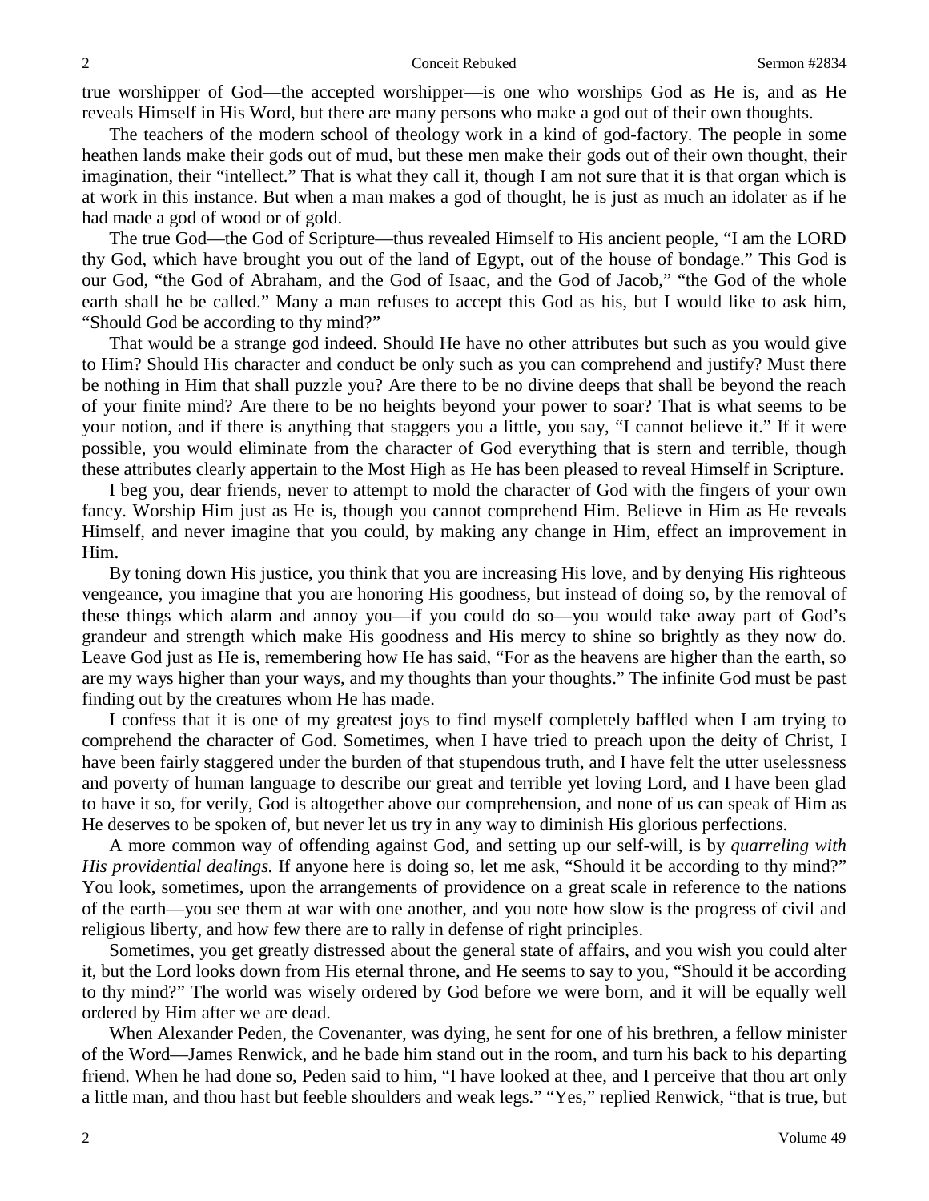true worshipper of God—the accepted worshipper—is one who worships God as He is, and as He reveals Himself in His Word, but there are many persons who make a god out of their own thoughts.

The teachers of the modern school of theology work in a kind of god-factory. The people in some heathen lands make their gods out of mud, but these men make their gods out of their own thought, their imagination, their "intellect." That is what they call it, though I am not sure that it is that organ which is at work in this instance. But when a man makes a god of thought, he is just as much an idolater as if he had made a god of wood or of gold.

The true God—the God of Scripture—thus revealed Himself to His ancient people, "I am the LORD thy God, which have brought you out of the land of Egypt, out of the house of bondage." This God is our God, "the God of Abraham, and the God of Isaac, and the God of Jacob," "the God of the whole earth shall he be called." Many a man refuses to accept this God as his, but I would like to ask him, "Should God be according to thy mind?"

That would be a strange god indeed. Should He have no other attributes but such as you would give to Him? Should His character and conduct be only such as you can comprehend and justify? Must there be nothing in Him that shall puzzle you? Are there to be no divine deeps that shall be beyond the reach of your finite mind? Are there to be no heights beyond your power to soar? That is what seems to be your notion, and if there is anything that staggers you a little, you say, "I cannot believe it." If it were possible, you would eliminate from the character of God everything that is stern and terrible, though these attributes clearly appertain to the Most High as He has been pleased to reveal Himself in Scripture.

I beg you, dear friends, never to attempt to mold the character of God with the fingers of your own fancy. Worship Him just as He is, though you cannot comprehend Him. Believe in Him as He reveals Himself, and never imagine that you could, by making any change in Him, effect an improvement in Him.

By toning down His justice, you think that you are increasing His love, and by denying His righteous vengeance, you imagine that you are honoring His goodness, but instead of doing so, by the removal of these things which alarm and annoy you—if you could do so—you would take away part of God's grandeur and strength which make His goodness and His mercy to shine so brightly as they now do. Leave God just as He is, remembering how He has said, "For as the heavens are higher than the earth, so are my ways higher than your ways, and my thoughts than your thoughts." The infinite God must be past finding out by the creatures whom He has made.

I confess that it is one of my greatest joys to find myself completely baffled when I am trying to comprehend the character of God. Sometimes, when I have tried to preach upon the deity of Christ, I have been fairly staggered under the burden of that stupendous truth, and I have felt the utter uselessness and poverty of human language to describe our great and terrible yet loving Lord, and I have been glad to have it so, for verily, God is altogether above our comprehension, and none of us can speak of Him as He deserves to be spoken of, but never let us try in any way to diminish His glorious perfections.

A more common way of offending against God, and setting up our self-will, is by *quarreling with His providential dealings.* If anyone here is doing so, let me ask, "Should it be according to thy mind?" You look, sometimes, upon the arrangements of providence on a great scale in reference to the nations of the earth—you see them at war with one another, and you note how slow is the progress of civil and religious liberty, and how few there are to rally in defense of right principles.

Sometimes, you get greatly distressed about the general state of affairs, and you wish you could alter it, but the Lord looks down from His eternal throne, and He seems to say to you, "Should it be according to thy mind?" The world was wisely ordered by God before we were born, and it will be equally well ordered by Him after we are dead.

When Alexander Peden, the Covenanter, was dying, he sent for one of his brethren, a fellow minister of the Word—James Renwick, and he bade him stand out in the room, and turn his back to his departing friend. When he had done so, Peden said to him, "I have looked at thee, and I perceive that thou art only a little man, and thou hast but feeble shoulders and weak legs." "Yes," replied Renwick, "that is true, but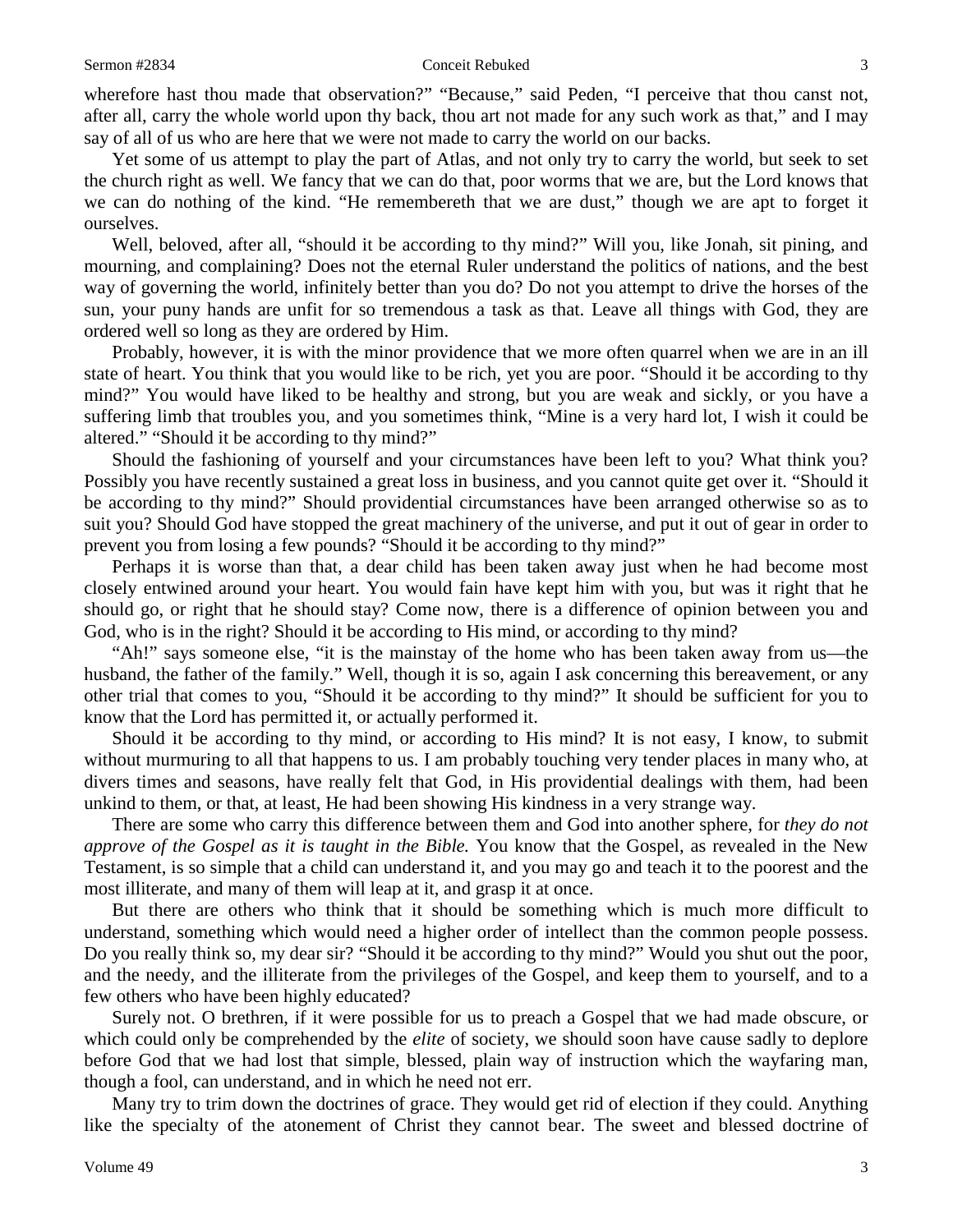wherefore hast thou made that observation?" "Because," said Peden, "I perceive that thou canst not, after all, carry the whole world upon thy back, thou art not made for any such work as that," and I may say of all of us who are here that we were not made to carry the world on our backs.

Yet some of us attempt to play the part of Atlas, and not only try to carry the world, but seek to set the church right as well. We fancy that we can do that, poor worms that we are, but the Lord knows that we can do nothing of the kind. "He remembereth that we are dust," though we are apt to forget it ourselves.

Well, beloved, after all, "should it be according to thy mind?" Will you, like Jonah, sit pining, and mourning, and complaining? Does not the eternal Ruler understand the politics of nations, and the best way of governing the world, infinitely better than you do? Do not you attempt to drive the horses of the sun, your puny hands are unfit for so tremendous a task as that. Leave all things with God, they are ordered well so long as they are ordered by Him.

Probably, however, it is with the minor providence that we more often quarrel when we are in an ill state of heart. You think that you would like to be rich, yet you are poor. "Should it be according to thy mind?" You would have liked to be healthy and strong, but you are weak and sickly, or you have a suffering limb that troubles you, and you sometimes think, "Mine is a very hard lot, I wish it could be altered." "Should it be according to thy mind?"

Should the fashioning of yourself and your circumstances have been left to you? What think you? Possibly you have recently sustained a great loss in business, and you cannot quite get over it. "Should it be according to thy mind?" Should providential circumstances have been arranged otherwise so as to suit you? Should God have stopped the great machinery of the universe, and put it out of gear in order to prevent you from losing a few pounds? "Should it be according to thy mind?"

Perhaps it is worse than that, a dear child has been taken away just when he had become most closely entwined around your heart. You would fain have kept him with you, but was it right that he should go, or right that he should stay? Come now, there is a difference of opinion between you and God, who is in the right? Should it be according to His mind, or according to thy mind?

"Ah!" says someone else, "it is the mainstay of the home who has been taken away from us—the husband, the father of the family." Well, though it is so, again I ask concerning this bereavement, or any other trial that comes to you, "Should it be according to thy mind?" It should be sufficient for you to know that the Lord has permitted it, or actually performed it.

Should it be according to thy mind, or according to His mind? It is not easy, I know, to submit without murmuring to all that happens to us. I am probably touching very tender places in many who, at divers times and seasons, have really felt that God, in His providential dealings with them, had been unkind to them, or that, at least, He had been showing His kindness in a very strange way.

There are some who carry this difference between them and God into another sphere, for *they do not approve of the Gospel as it is taught in the Bible.* You know that the Gospel, as revealed in the New Testament, is so simple that a child can understand it, and you may go and teach it to the poorest and the most illiterate, and many of them will leap at it, and grasp it at once.

But there are others who think that it should be something which is much more difficult to understand, something which would need a higher order of intellect than the common people possess. Do you really think so, my dear sir? "Should it be according to thy mind?" Would you shut out the poor, and the needy, and the illiterate from the privileges of the Gospel, and keep them to yourself, and to a few others who have been highly educated?

Surely not. O brethren, if it were possible for us to preach a Gospel that we had made obscure, or which could only be comprehended by the *elite* of society, we should soon have cause sadly to deplore before God that we had lost that simple, blessed, plain way of instruction which the wayfaring man, though a fool, can understand, and in which he need not err.

Many try to trim down the doctrines of grace. They would get rid of election if they could. Anything like the specialty of the atonement of Christ they cannot bear. The sweet and blessed doctrine of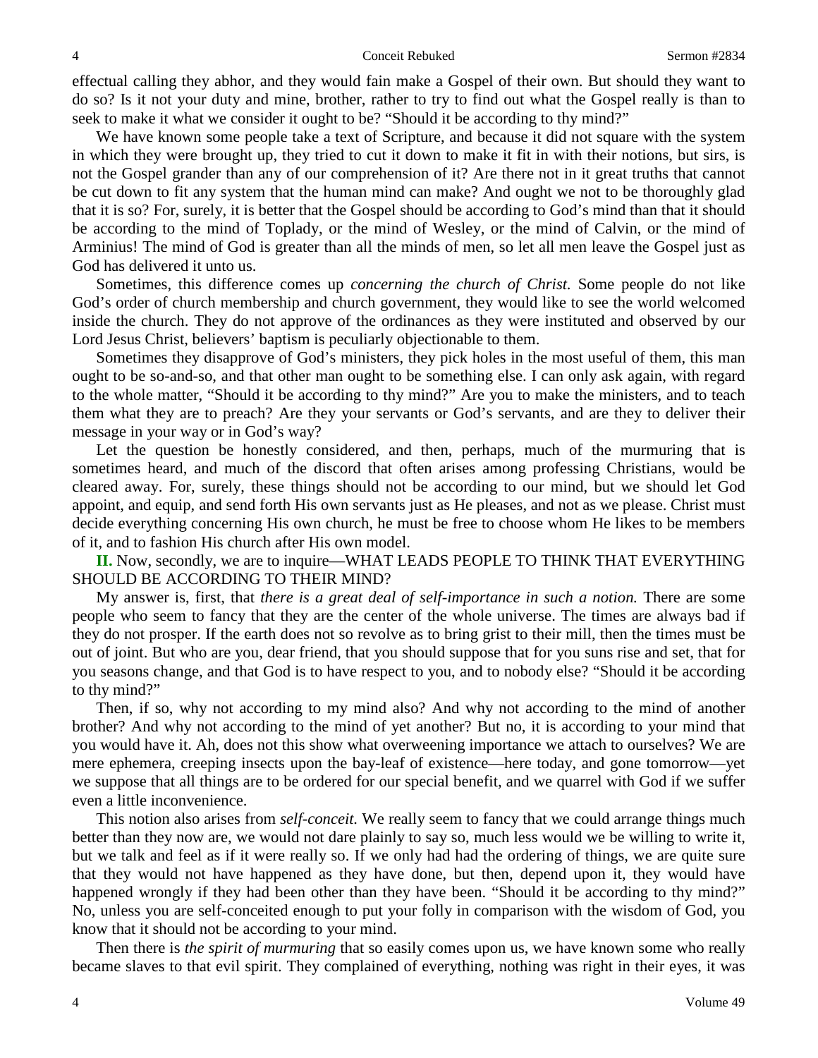effectual calling they abhor, and they would fain make a Gospel of their own. But should they want to do so? Is it not your duty and mine, brother, rather to try to find out what the Gospel really is than to seek to make it what we consider it ought to be? "Should it be according to thy mind?"

We have known some people take a text of Scripture, and because it did not square with the system in which they were brought up, they tried to cut it down to make it fit in with their notions, but sirs, is not the Gospel grander than any of our comprehension of it? Are there not in it great truths that cannot be cut down to fit any system that the human mind can make? And ought we not to be thoroughly glad that it is so? For, surely, it is better that the Gospel should be according to God's mind than that it should be according to the mind of Toplady, or the mind of Wesley, or the mind of Calvin, or the mind of Arminius! The mind of God is greater than all the minds of men, so let all men leave the Gospel just as God has delivered it unto us.

Sometimes, this difference comes up *concerning the church of Christ.* Some people do not like God's order of church membership and church government, they would like to see the world welcomed inside the church. They do not approve of the ordinances as they were instituted and observed by our Lord Jesus Christ, believers' baptism is peculiarly objectionable to them.

Sometimes they disapprove of God's ministers, they pick holes in the most useful of them, this man ought to be so-and-so, and that other man ought to be something else. I can only ask again, with regard to the whole matter, "Should it be according to thy mind?" Are you to make the ministers, and to teach them what they are to preach? Are they your servants or God's servants, and are they to deliver their message in your way or in God's way?

Let the question be honestly considered, and then, perhaps, much of the murmuring that is sometimes heard, and much of the discord that often arises among professing Christians, would be cleared away. For, surely, these things should not be according to our mind, but we should let God appoint, and equip, and send forth His own servants just as He pleases, and not as we please. Christ must decide everything concerning His own church, he must be free to choose whom He likes to be members of it, and to fashion His church after His own model.

**II.** Now, secondly, we are to inquire—WHAT LEADS PEOPLE TO THINK THAT EVERYTHING SHOULD BE ACCORDING TO THEIR MIND?

My answer is, first, that *there is a great deal of self-importance in such a notion.* There are some people who seem to fancy that they are the center of the whole universe. The times are always bad if they do not prosper. If the earth does not so revolve as to bring grist to their mill, then the times must be out of joint. But who are you, dear friend, that you should suppose that for you suns rise and set, that for you seasons change, and that God is to have respect to you, and to nobody else? "Should it be according to thy mind?"

Then, if so, why not according to my mind also? And why not according to the mind of another brother? And why not according to the mind of yet another? But no, it is according to your mind that you would have it. Ah, does not this show what overweening importance we attach to ourselves? We are mere ephemera, creeping insects upon the bay-leaf of existence—here today, and gone tomorrow—yet we suppose that all things are to be ordered for our special benefit, and we quarrel with God if we suffer even a little inconvenience.

This notion also arises from *self-conceit.* We really seem to fancy that we could arrange things much better than they now are, we would not dare plainly to say so, much less would we be willing to write it, but we talk and feel as if it were really so. If we only had had the ordering of things, we are quite sure that they would not have happened as they have done, but then, depend upon it, they would have happened wrongly if they had been other than they have been. "Should it be according to thy mind?" No, unless you are self-conceited enough to put your folly in comparison with the wisdom of God, you know that it should not be according to your mind.

Then there is *the spirit of murmuring* that so easily comes upon us, we have known some who really became slaves to that evil spirit. They complained of everything, nothing was right in their eyes, it was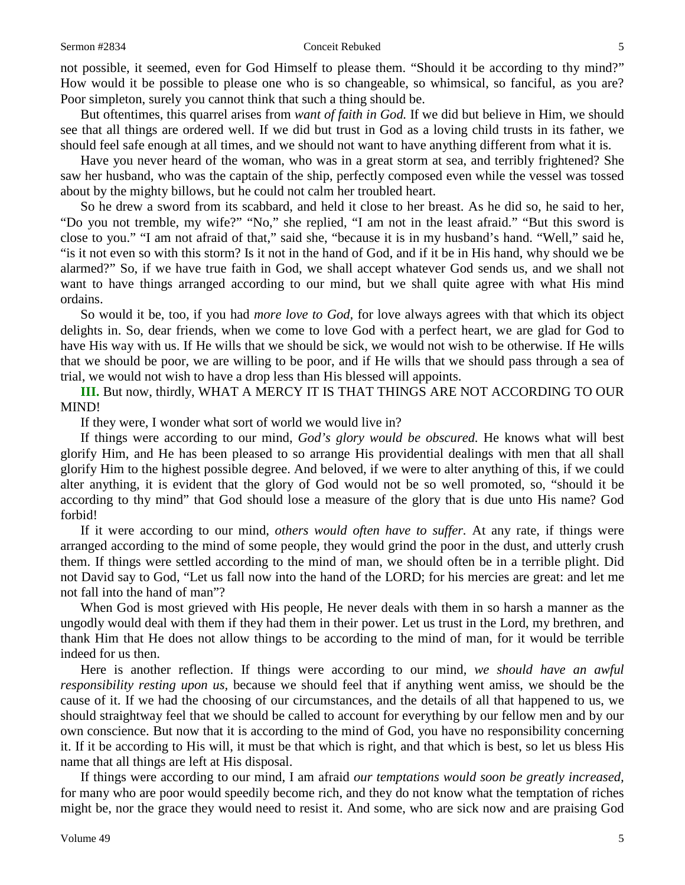not possible, it seemed, even for God Himself to please them. "Should it be according to thy mind?" How would it be possible to please one who is so changeable, so whimsical, so fanciful, as you are? Poor simpleton, surely you cannot think that such a thing should be.

But oftentimes, this quarrel arises from *want of faith in God.* If we did but believe in Him, we should see that all things are ordered well. If we did but trust in God as a loving child trusts in its father, we should feel safe enough at all times, and we should not want to have anything different from what it is.

Have you never heard of the woman, who was in a great storm at sea, and terribly frightened? She saw her husband, who was the captain of the ship, perfectly composed even while the vessel was tossed about by the mighty billows, but he could not calm her troubled heart.

So he drew a sword from its scabbard, and held it close to her breast. As he did so, he said to her, "Do you not tremble, my wife?" "No," she replied, "I am not in the least afraid." "But this sword is close to you." "I am not afraid of that," said she, "because it is in my husband's hand. "Well," said he, "is it not even so with this storm? Is it not in the hand of God, and if it be in His hand, why should we be alarmed?" So, if we have true faith in God, we shall accept whatever God sends us, and we shall not want to have things arranged according to our mind, but we shall quite agree with what His mind ordains.

So would it be, too, if you had *more love to God,* for love always agrees with that which its object delights in. So, dear friends, when we come to love God with a perfect heart, we are glad for God to have His way with us. If He wills that we should be sick, we would not wish to be otherwise. If He wills that we should be poor, we are willing to be poor, and if He wills that we should pass through a sea of trial, we would not wish to have a drop less than His blessed will appoints.

**III.** But now, thirdly, WHAT A MERCY IT IS THAT THINGS ARE NOT ACCORDING TO OUR MIND!

If they were, I wonder what sort of world we would live in?

If things were according to our mind, *God's glory would be obscured.* He knows what will best glorify Him, and He has been pleased to so arrange His providential dealings with men that all shall glorify Him to the highest possible degree. And beloved, if we were to alter anything of this, if we could alter anything, it is evident that the glory of God would not be so well promoted, so, "should it be according to thy mind" that God should lose a measure of the glory that is due unto His name? God forbid!

If it were according to our mind, *others would often have to suffer.* At any rate, if things were arranged according to the mind of some people, they would grind the poor in the dust, and utterly crush them. If things were settled according to the mind of man, we should often be in a terrible plight. Did not David say to God, "Let us fall now into the hand of the LORD; for his mercies are great: and let me not fall into the hand of man"?

When God is most grieved with His people, He never deals with them in so harsh a manner as the ungodly would deal with them if they had them in their power. Let us trust in the Lord, my brethren, and thank Him that He does not allow things to be according to the mind of man, for it would be terrible indeed for us then.

Here is another reflection. If things were according to our mind, *we should have an awful responsibility resting upon us*, because we should feel that if anything went amiss, we should be the cause of it. If we had the choosing of our circumstances, and the details of all that happened to us, we should straightway feel that we should be called to account for everything by our fellow men and by our own conscience. But now that it is according to the mind of God, you have no responsibility concerning it. If it be according to His will, it must be that which is right, and that which is best, so let us bless His name that all things are left at His disposal.

If things were according to our mind, I am afraid *our temptations would soon be greatly increased,* for many who are poor would speedily become rich, and they do not know what the temptation of riches might be, nor the grace they would need to resist it. And some, who are sick now and are praising God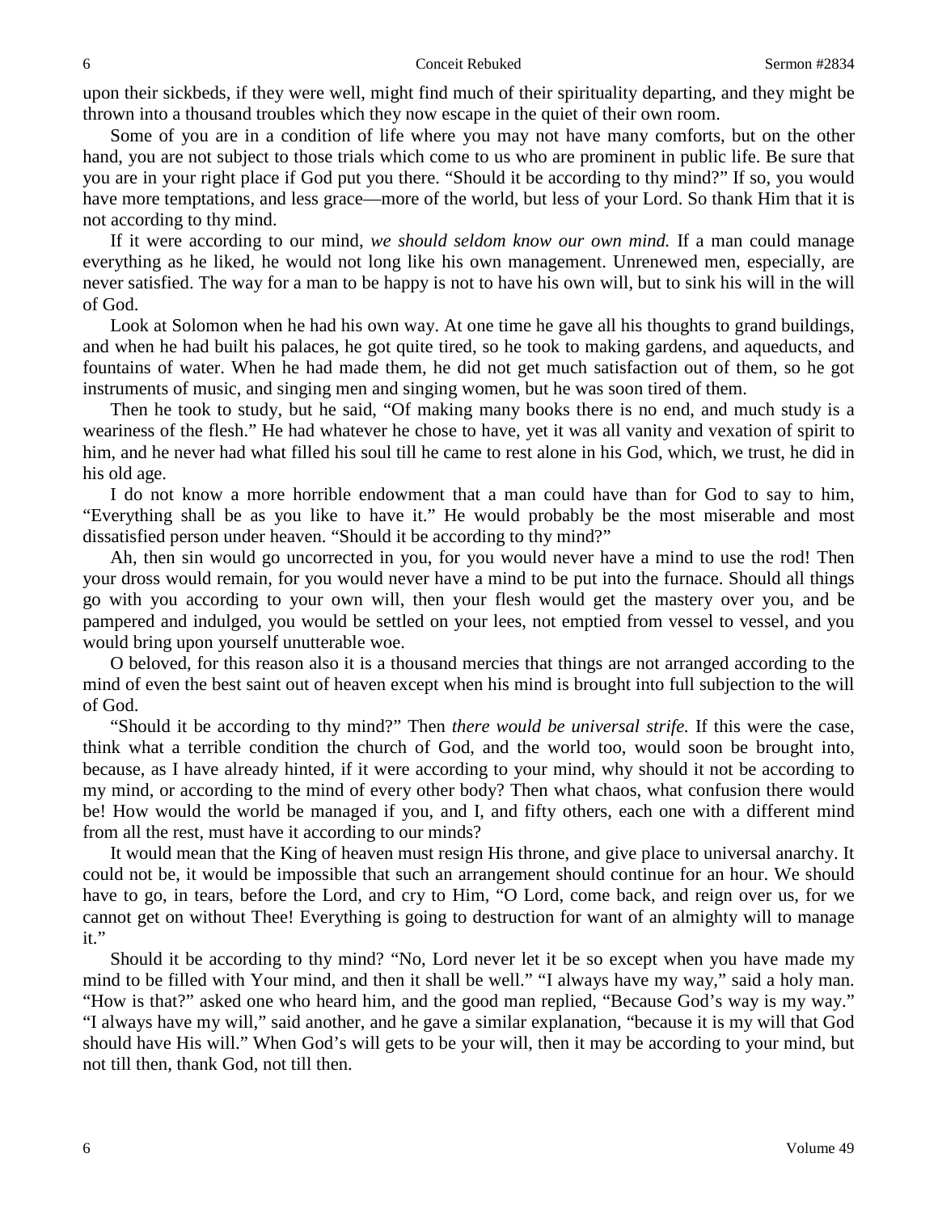upon their sickbeds, if they were well, might find much of their spirituality departing, and they might be thrown into a thousand troubles which they now escape in the quiet of their own room.

Some of you are in a condition of life where you may not have many comforts, but on the other hand, you are not subject to those trials which come to us who are prominent in public life. Be sure that you are in your right place if God put you there. "Should it be according to thy mind?" If so, you would have more temptations, and less grace—more of the world, but less of your Lord. So thank Him that it is not according to thy mind.

If it were according to our mind, *we should seldom know our own mind.* If a man could manage everything as he liked, he would not long like his own management. Unrenewed men, especially, are never satisfied. The way for a man to be happy is not to have his own will, but to sink his will in the will of God.

Look at Solomon when he had his own way. At one time he gave all his thoughts to grand buildings, and when he had built his palaces, he got quite tired, so he took to making gardens, and aqueducts, and fountains of water. When he had made them, he did not get much satisfaction out of them, so he got instruments of music, and singing men and singing women, but he was soon tired of them.

Then he took to study, but he said, "Of making many books there is no end, and much study is a weariness of the flesh." He had whatever he chose to have, yet it was all vanity and vexation of spirit to him, and he never had what filled his soul till he came to rest alone in his God, which, we trust, he did in his old age.

I do not know a more horrible endowment that a man could have than for God to say to him, "Everything shall be as you like to have it." He would probably be the most miserable and most dissatisfied person under heaven. "Should it be according to thy mind?"

Ah, then sin would go uncorrected in you, for you would never have a mind to use the rod! Then your dross would remain, for you would never have a mind to be put into the furnace. Should all things go with you according to your own will, then your flesh would get the mastery over you, and be pampered and indulged, you would be settled on your lees, not emptied from vessel to vessel, and you would bring upon yourself unutterable woe.

O beloved, for this reason also it is a thousand mercies that things are not arranged according to the mind of even the best saint out of heaven except when his mind is brought into full subjection to the will of God.

"Should it be according to thy mind?" Then *there would be universal strife.* If this were the case, think what a terrible condition the church of God, and the world too, would soon be brought into, because, as I have already hinted, if it were according to your mind, why should it not be according to my mind, or according to the mind of every other body? Then what chaos, what confusion there would be! How would the world be managed if you, and I, and fifty others, each one with a different mind from all the rest, must have it according to our minds?

It would mean that the King of heaven must resign His throne, and give place to universal anarchy. It could not be, it would be impossible that such an arrangement should continue for an hour. We should have to go, in tears, before the Lord, and cry to Him, "O Lord, come back, and reign over us, for we cannot get on without Thee! Everything is going to destruction for want of an almighty will to manage it."

Should it be according to thy mind? "No, Lord never let it be so except when you have made my mind to be filled with Your mind, and then it shall be well." "I always have my way," said a holy man. "How is that?" asked one who heard him, and the good man replied, "Because God's way is my way." "I always have my will," said another, and he gave a similar explanation, "because it is my will that God should have His will." When God's will gets to be your will, then it may be according to your mind, but not till then, thank God, not till then.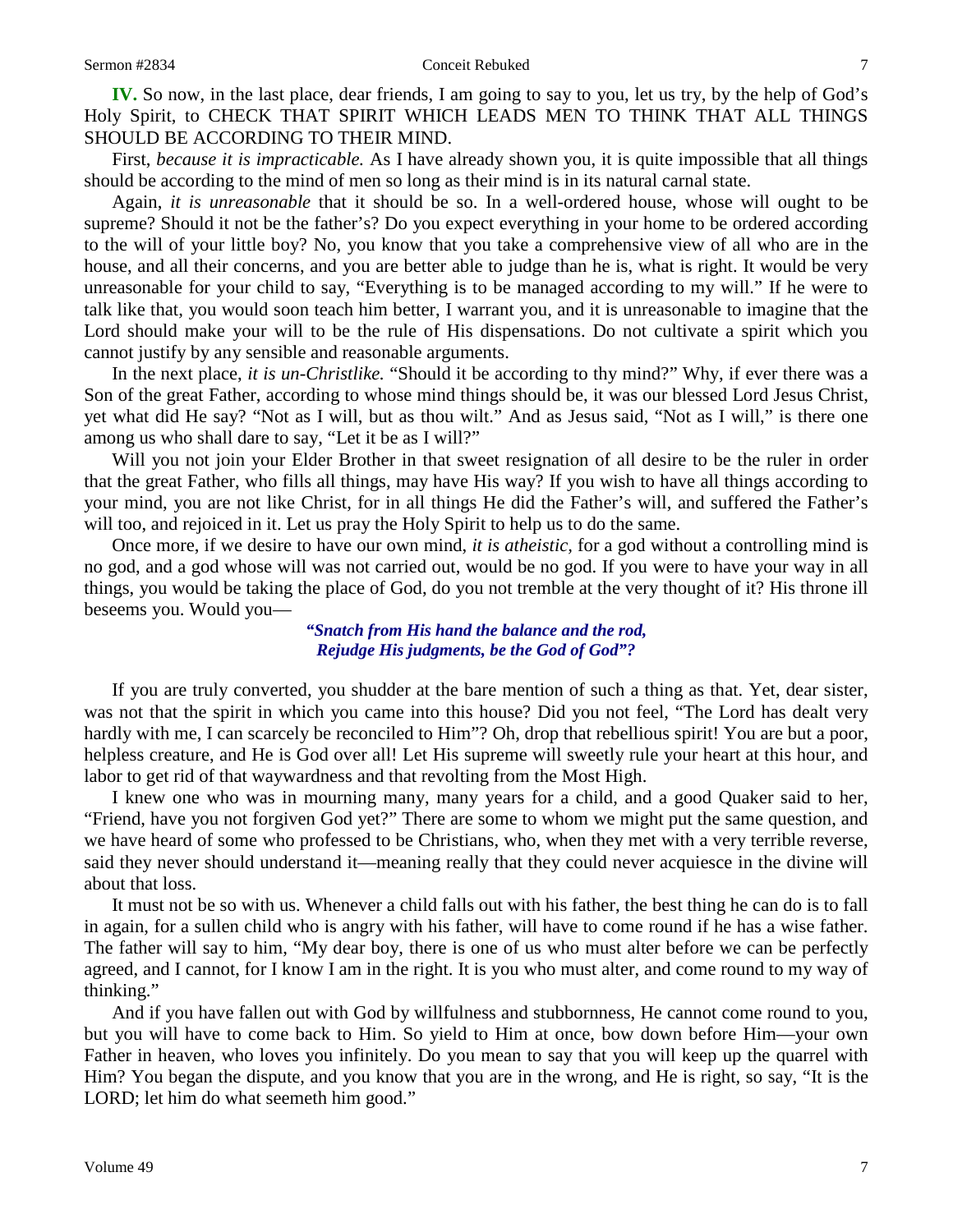**IV.** So now, in the last place, dear friends, I am going to say to you, let us try, by the help of God's Holy Spirit, to CHECK THAT SPIRIT WHICH LEADS MEN TO THINK THAT ALL THINGS SHOULD BE ACCORDING TO THEIR MIND.

First, *because it is impracticable.* As I have already shown you, it is quite impossible that all things should be according to the mind of men so long as their mind is in its natural carnal state.

Again, *it is unreasonable* that it should be so. In a well-ordered house, whose will ought to be supreme? Should it not be the father's? Do you expect everything in your home to be ordered according to the will of your little boy? No, you know that you take a comprehensive view of all who are in the house, and all their concerns, and you are better able to judge than he is, what is right. It would be very unreasonable for your child to say, "Everything is to be managed according to my will." If he were to talk like that, you would soon teach him better, I warrant you, and it is unreasonable to imagine that the Lord should make your will to be the rule of His dispensations. Do not cultivate a spirit which you cannot justify by any sensible and reasonable arguments.

In the next place, *it is un-Christlike.* "Should it be according to thy mind?" Why, if ever there was a Son of the great Father, according to whose mind things should be, it was our blessed Lord Jesus Christ, yet what did He say? "Not as I will, but as thou wilt." And as Jesus said, "Not as I will," is there one among us who shall dare to say, "Let it be as I will?"

Will you not join your Elder Brother in that sweet resignation of all desire to be the ruler in order that the great Father, who fills all things, may have His way? If you wish to have all things according to your mind, you are not like Christ, for in all things He did the Father's will, and suffered the Father's will too, and rejoiced in it. Let us pray the Holy Spirit to help us to do the same.

Once more, if we desire to have our own mind, *it is atheistic*, for a god without a controlling mind is no god, and a god whose will was not carried out, would be no god. If you were to have your way in all things, you would be taking the place of God, do you not tremble at the very thought of it? His throne ill beseems you. Would you—

> ***"Snatch from His hand the balance and the rod,***
> ***Rejudge His judgments, be the God of God"?***

If you are truly converted, you shudder at the bare mention of such a thing as that. Yet, dear sister, was not that the spirit in which you came into this house? Did you not feel, "The Lord has dealt very hardly with me, I can scarcely be reconciled to Him"? Oh, drop that rebellious spirit! You are but a poor, helpless creature, and He is God over all! Let His supreme will sweetly rule your heart at this hour, and labor to get rid of that waywardness and that revolting from the Most High.

I knew one who was in mourning many, many years for a child, and a good Quaker said to her, "Friend, have you not forgiven God yet?" There are some to whom we might put the same question, and we have heard of some who professed to be Christians, who, when they met with a very terrible reverse, said they never should understand it—meaning really that they could never acquiesce in the divine will about that loss.

It must not be so with us. Whenever a child falls out with his father, the best thing he can do is to fall in again, for a sullen child who is angry with his father, will have to come round if he has a wise father. The father will say to him, "My dear boy, there is one of us who must alter before we can be perfectly agreed, and I cannot, for I know I am in the right. It is you who must alter, and come round to my way of thinking."

And if you have fallen out with God by willfulness and stubbornness, He cannot come round to you, but you will have to come back to Him. So yield to Him at once, bow down before Him—your own Father in heaven, who loves you infinitely. Do you mean to say that you will keep up the quarrel with Him? You began the dispute, and you know that you are in the wrong, and He is right, so say, "It is the LORD; let him do what seemeth him good."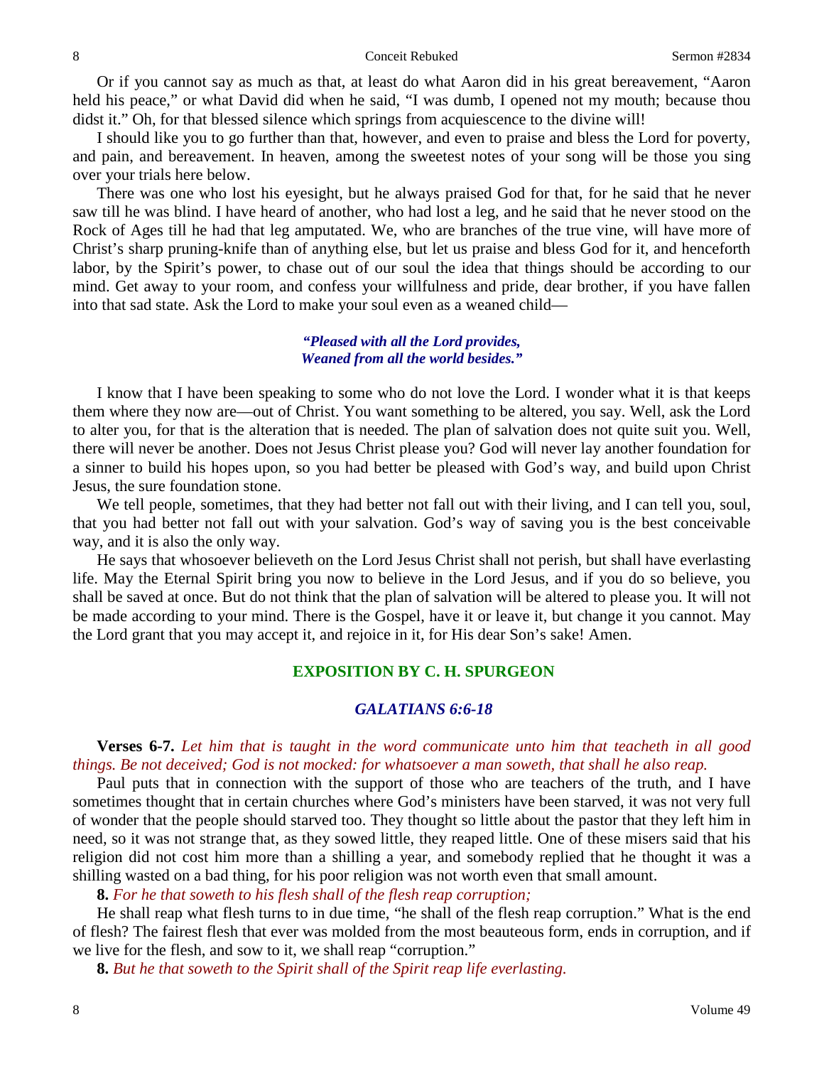Or if you cannot say as much as that, at least do what Aaron did in his great bereavement, "Aaron held his peace," or what David did when he said, "I was dumb, I opened not my mouth; because thou didst it." Oh, for that blessed silence which springs from acquiescence to the divine will!

I should like you to go further than that, however, and even to praise and bless the Lord for poverty, and pain, and bereavement. In heaven, among the sweetest notes of your song will be those you sing over your trials here below.

There was one who lost his eyesight, but he always praised God for that, for he said that he never saw till he was blind. I have heard of another, who had lost a leg, and he said that he never stood on the Rock of Ages till he had that leg amputated. We, who are branches of the true vine, will have more of Christ's sharp pruning-knife than of anything else, but let us praise and bless God for it, and henceforth labor, by the Spirit's power, to chase out of our soul the idea that things should be according to our mind. Get away to your room, and confess your willfulness and pride, dear brother, if you have fallen into that sad state. Ask the Lord to make your soul even as a weaned child—

> ***"Pleased with all the Lord provides,***
> ***Weaned from all the world besides."***

I know that I have been speaking to some who do not love the Lord. I wonder what it is that keeps them where they now are—out of Christ. You want something to be altered, you say. Well, ask the Lord to alter you, for that is the alteration that is needed. The plan of salvation does not quite suit you. Well, there will never be another. Does not Jesus Christ please you? God will never lay another foundation for a sinner to build his hopes upon, so you had better be pleased with God's way, and build upon Christ Jesus, the sure foundation stone.

We tell people, sometimes, that they had better not fall out with their living, and I can tell you, soul, that you had better not fall out with your salvation. God's way of saving you is the best conceivable way, and it is also the only way.

He says that whosoever believeth on the Lord Jesus Christ shall not perish, but shall have everlasting life. May the Eternal Spirit bring you now to believe in the Lord Jesus, and if you do so believe, you shall be saved at once. But do not think that the plan of salvation will be altered to please you. It will not be made according to your mind. There is the Gospel, have it or leave it, but change it you cannot. May the Lord grant that you may accept it, and rejoice in it, for His dear Son's sake! Amen.

## EXPOSITION BY C. H. SPURGEON

### *GALATIANS 6:6-18*

**Verses 6-7.** *Let him that is taught in the word communicate unto him that teacheth in all good things. Be not deceived; God is not mocked: for whatsoever a man soweth, that shall he also reap.*

Paul puts that in connection with the support of those who are teachers of the truth, and I have sometimes thought that in certain churches where God's ministers have been starved, it was not very full of wonder that the people should starved too. They thought so little about the pastor that they left him in need, so it was not strange that, as they sowed little, they reaped little. One of these misers said that his religion did not cost him more than a shilling a year, and somebody replied that he thought it was a shilling wasted on a bad thing, for his poor religion was not worth even that small amount.

**8.** *For he that soweth to his flesh shall of the flesh reap corruption;*

He shall reap what flesh turns to in due time, "he shall of the flesh reap corruption." What is the end of flesh? The fairest flesh that ever was molded from the most beauteous form, ends in corruption, and if we live for the flesh, and sow to it, we shall reap "corruption."

**8.** *But he that soweth to the Spirit shall of the Spirit reap life everlasting.*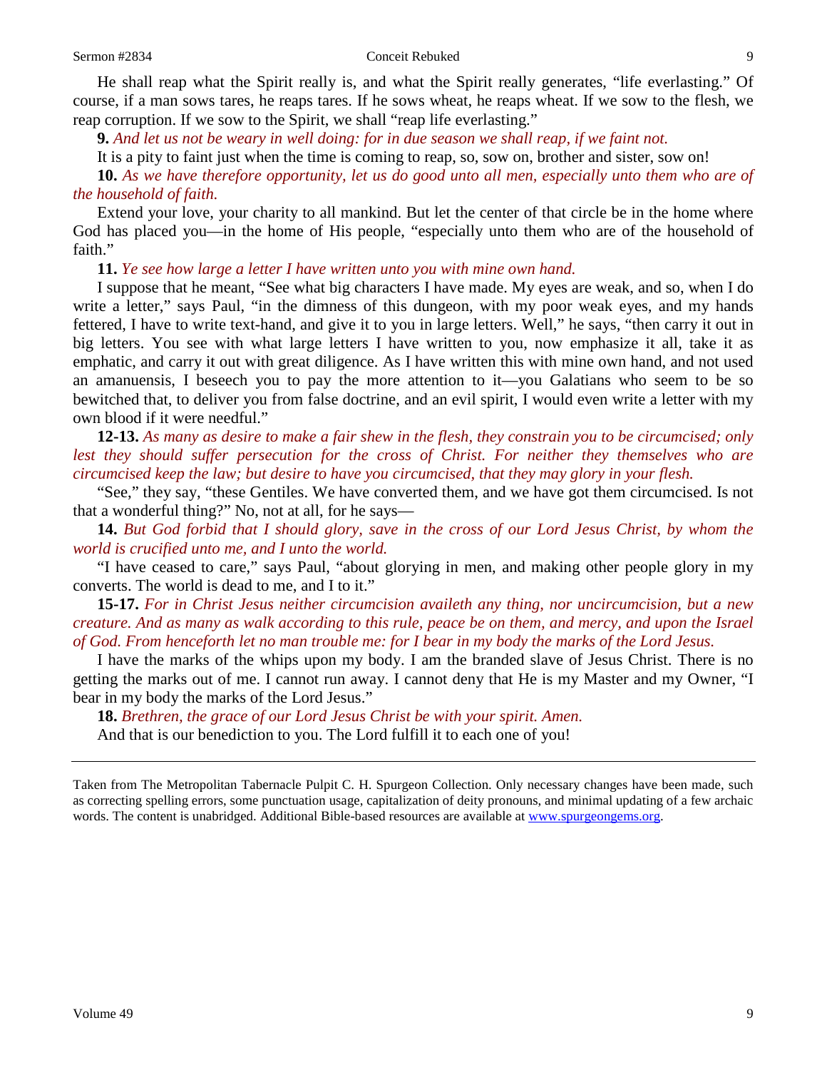He shall reap what the Spirit really is, and what the Spirit really generates, "life everlasting." Of course, if a man sows tares, he reaps tares. If he sows wheat, he reaps wheat. If we sow to the flesh, we reap corruption. If we sow to the Spirit, we shall "reap life everlasting."

**9.** *And let us not be weary in well doing: for in due season we shall reap, if we faint not.*

It is a pity to faint just when the time is coming to reap, so, sow on, brother and sister, sow on!

**10.** *As we have therefore opportunity, let us do good unto all men, especially unto them who are of the household of faith.*

Extend your love, your charity to all mankind. But let the center of that circle be in the home where God has placed you—in the home of His people, "especially unto them who are of the household of faith."

**11.** *Ye see how large a letter I have written unto you with mine own hand.*

I suppose that he meant, "See what big characters I have made. My eyes are weak, and so, when I do write a letter," says Paul, "in the dimness of this dungeon, with my poor weak eyes, and my hands fettered, I have to write text-hand, and give it to you in large letters. Well," he says, "then carry it out in big letters. You see with what large letters I have written to you, now emphasize it all, take it as emphatic, and carry it out with great diligence. As I have written this with mine own hand, and not used an amanuensis, I beseech you to pay the more attention to it—you Galatians who seem to be so bewitched that, to deliver you from false doctrine, and an evil spirit, I would even write a letter with my own blood if it were needful."

**12-13.** *As many as desire to make a fair shew in the flesh, they constrain you to be circumcised; only lest they should suffer persecution for the cross of Christ. For neither they themselves who are circumcised keep the law; but desire to have you circumcised, that they may glory in your flesh.*

"See," they say, "these Gentiles. We have converted them, and we have got them circumcised. Is not that a wonderful thing?" No, not at all, for he says—

**14.** *But God forbid that I should glory, save in the cross of our Lord Jesus Christ, by whom the world is crucified unto me, and I unto the world.*

"I have ceased to care," says Paul, "about glorying in men, and making other people glory in my converts. The world is dead to me, and I to it."

**15-17.** *For in Christ Jesus neither circumcision availeth any thing, nor uncircumcision, but a new creature. And as many as walk according to this rule, peace be on them, and mercy, and upon the Israel of God. From henceforth let no man trouble me: for I bear in my body the marks of the Lord Jesus.*

I have the marks of the whips upon my body. I am the branded slave of Jesus Christ. There is no getting the marks out of me. I cannot run away. I cannot deny that He is my Master and my Owner, "I bear in my body the marks of the Lord Jesus."

**18.** *Brethren, the grace of our Lord Jesus Christ be with your spirit. Amen.*

And that is our benediction to you. The Lord fulfill it to each one of you!

---

Taken from The Metropolitan Tabernacle Pulpit C. H. Spurgeon Collection. Only necessary changes have been made, such as correcting spelling errors, some punctuation usage, capitalization of deity pronouns, and minimal updating of a few archaic words. The content is unabridged. Additional Bible-based resources are available at www.spurgeongems.org.